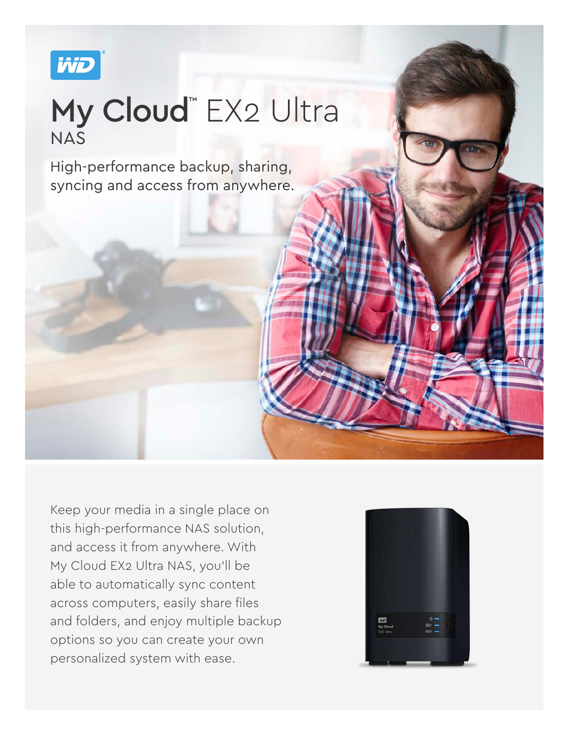# My Cloud™ EX2 Ultra

## NAS

High-performance backup, sharing, syncing and access from anywhere.

Keep your media in a single place on this high-performance NAS solution, and access it from anywhere. With My Cloud EX2 Ultra NAS, you'll be able to automatically sync content across computers, easily share files and folders, and enjoy multiple backup options so you can create your own personalized system with ease.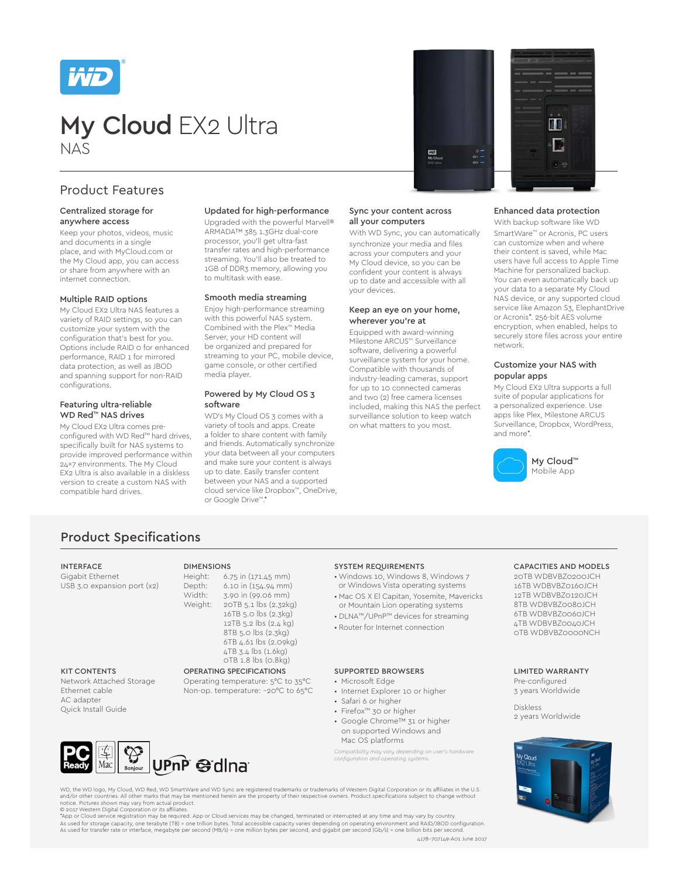# My Cloud EX2 Ultra

NAS

## Product Features

### Centralized storage for anywhere access

Keep your photos, videos, music and documents in a single place, and with MyCloud.com or the My Cloud app, you can access or share from anywhere with an internet connection.

### Multiple RAID options

My Cloud EX2 Ultra NAS features a variety of RAID settings, so you can customize your system with the configuration that's best for you. Options include RAID 0 for enhanced performance, RAID 1 for mirrored data protection, as well as JBOD and spanning support for non-RAID configurations.

### Featuring ultra-reliable WD Red™ NAS drives

My Cloud EX2 Ultra comes pre-configured with WD Red™ hard drives, specifically built for NAS systems to provide improved performance within 24×7 environments. The My Cloud EX2 Ultra is also available in a diskless version to create a custom NAS with compatible hard drives.

### Updated for high-performance

Upgraded with the powerful Marvell® ARMADA™ 385 1.3GHz dual-core processor, you'll get ultra-fast transfer rates and high-performance streaming. You'll also be treated to 1GB of DDR3 memory, allowing you to multitask with ease.

### Smooth media streaming

Enjoy high-performance streaming with this powerful NAS system. Combined with the Plex™ Media Server, your HD content will be organized and prepared for streaming to your PC, mobile device, game console, or other certified media player.

### Powered by My Cloud OS 3 software

WD's My Cloud OS 3 comes with a variety of tools and apps. Create a folder to share content with family and friends. Automatically synchronize your data between all your computers and make sure your content is always up to date. Easily transfer content between your NAS and a supported cloud service like Dropbox™, OneDrive, or Google Drive™.*

### Sync your content across all your computers

With WD Sync, you can automatically synchronize your media and files across your computers and your My Cloud device, so you can be confident your content is always up to date and accessible with all your devices.

### Keep an eye on your home, wherever you're at

Equipped with award-winning Milestone ARCUS™ Surveillance software, delivering a powerful surveillance system for your home. Compatible with thousands of industry-leading cameras, support for up to 10 connected cameras and two (2) free camera licenses included, making this NAS the perfect surveillance solution to keep watch on what matters to you most.

### Enhanced data protection

With backup software like WD SmartWare™ or Acronis, PC users can customize when and where their content is saved, while Mac users have full access to Apple Time Machine for personalized backup. You can even automatically back up your data to a separate My Cloud NAS device, or any supported cloud service like Amazon S3, ElephantDrive or Acronis*. 256-bit AES volume encryption, when enabled, helps to securely store files across your entire network.

### Customize your NAS with popular apps

My Cloud EX2 Ultra supports a full suite of popular applications for a personalized experience. Use apps like Plex, Milestone ARCUS Surveillance, Dropbox, WordPress, and more*.

My Cloud™ Mobile App

## Product Specifications

### INTERFACE

Gigabit Ethernet
USB 3.0 expansion port (x2)

### DIMENSIONS

| | |
|---|---|
| Height: | 6.75 in (171.45 mm) |
| Depth: | 6.10 in (154.94 mm) |
| Width: | 3.90 in (99.06 mm) |
| Weight: | 20TB 5.1 lbs (2.32kg) |
| | 16TB 5.0 lbs (2.3kg) |
| | 12TB 5.2 lbs (2.4 kg) |
| | 8TB 5.0 lbs (2.3kg) |
| | 6TB 4.61 lbs (2.09kg) |
| | 4TB 3.4 lbs (1.6kg) |
| | 0TB 1.8 lbs (0.8kg) |

### SYSTEM REQUIREMENTS

- Windows 10, Windows 8, Windows 7 or Windows Vista operating systems
- Mac OS X El Capitan, Yosemite, Mavericks or Mountain Lion operating systems
- DLNA™/UPnP™ devices for streaming
- Router for Internet connection

### CAPACITIES AND MODELS

20TB WDBVBZ0200JCH
16TB WDBVBZ0160JCH
12TB WDBVBZ0120JCH
8TB WDBVBZ0080JCH
6TB WDBVBZ0060JCH
4TB WDBVBZ0040JCH
0TB WDBVBZ0000NCH

### KIT CONTENTS

Network Attached Storage
Ethernet cable
AC adapter
Quick Install Guide

### OPERATING SPECIFICATIONS

Operating temperature: 5°C to 35°C
Non-op. temperature: –20°C to 65°C

### SUPPORTED BROWSERS

- Microsoft Edge
- Internet Explorer 10 or higher
- Safari 6 or higher
- Firefox™ 30 or higher
- Google Chrome™ 31 or higher on supported Windows and Mac OS platforms

*Compatibility may vary depending on user's hardware configuration and operating systems.*

### LIMITED WARRANTY

Pre-configured
3 years Worldwide

Diskless
2 years Worldwide

WD, the WD logo, My Cloud, WD Red, WD SmartWare and WD Sync are registered trademarks or trademarks of Western Digital Corporation or its affiliates in the U.S. and/or other countries. All other marks that may be mentioned herein are the property of their respective owners. Product specifications subject to change without notice. Pictures shown may vary from actual product.
© 2017 Western Digital Corporation or its affiliates.
*App or Cloud service registration may be required. App or Cloud services may be changed, terminated or interrupted at any time and may vary by country.
As used for storage capacity, one terabyte (TB) = one trillion bytes. Total accessible capacity varies depending on operating environment and RAID/JBOD configuration.
As used for transfer rate or interface, megabyte per second (MB/s) = one million bytes per second, and gigabit per second (Gb/s) = one billion bits per second.

4178-707149-A01 June 2017